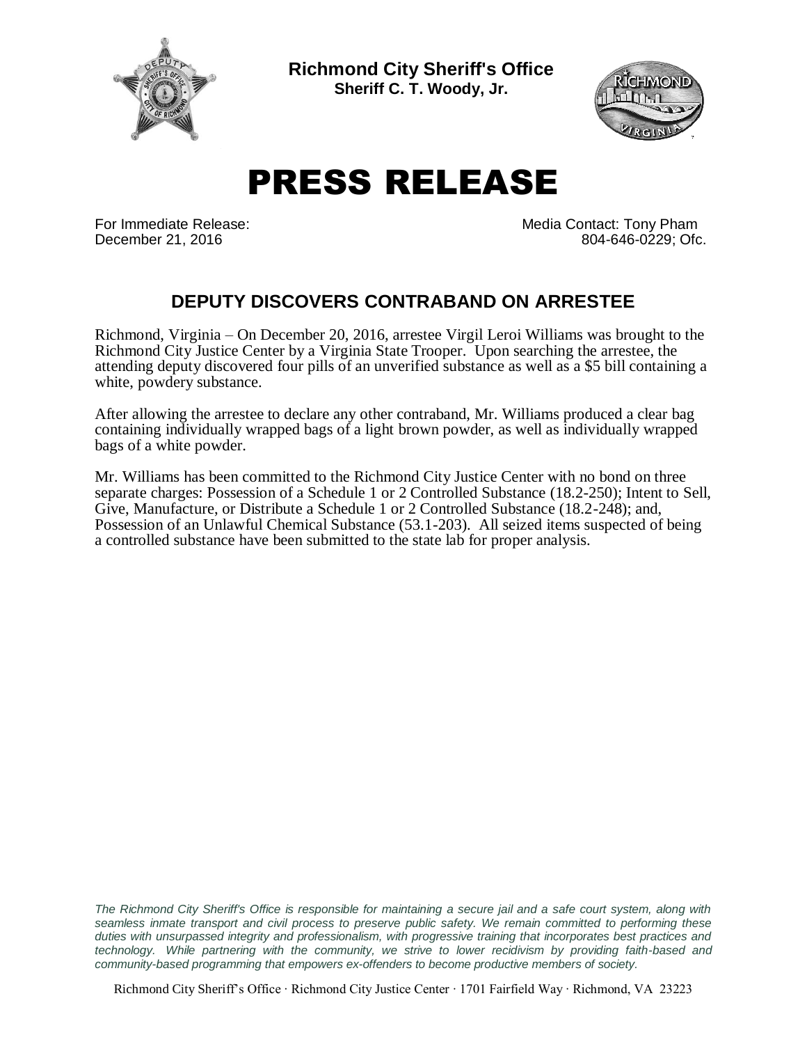**Richmond City Sheriff's Office**
**Sheriff C. T. Woody, Jr.**

# PRESS RELEASE

For Immediate Release:
December 21, 2016

Media Contact: Tony Pham
804-646-0229; Ofc.

## DEPUTY DISCOVERS CONTRABAND ON ARRESTEE

Richmond, Virginia – On December 20, 2016, arrestee Virgil Leroi Williams was brought to the Richmond City Justice Center by a Virginia State Trooper. Upon searching the arrestee, the attending deputy discovered four pills of an unverified substance as well as a $5 bill containing a white, powdery substance.

After allowing the arrestee to declare any other contraband, Mr. Williams produced a clear bag containing individually wrapped bags of a light brown powder, as well as individually wrapped bags of a white powder.

Mr. Williams has been committed to the Richmond City Justice Center with no bond on three separate charges: Possession of a Schedule 1 or 2 Controlled Substance (18.2-250); Intent to Sell, Give, Manufacture, or Distribute a Schedule 1 or 2 Controlled Substance (18.2-248); and, Possession of an Unlawful Chemical Substance (53.1-203). All seized items suspected of being a controlled substance have been submitted to the state lab for proper analysis.

*The Richmond City Sheriff's Office is responsible for maintaining a secure jail and a safe court system, along with seamless inmate transport and civil process to preserve public safety. We remain committed to performing these duties with unsurpassed integrity and professionalism, with progressive training that incorporates best practices and technology. While partnering with the community, we strive to lower recidivism by providing faith-based and community-based programming that empowers ex-offenders to become productive members of society.*

Richmond City Sheriff's Office · Richmond City Justice Center · 1701 Fairfield Way · Richmond, VA 23223